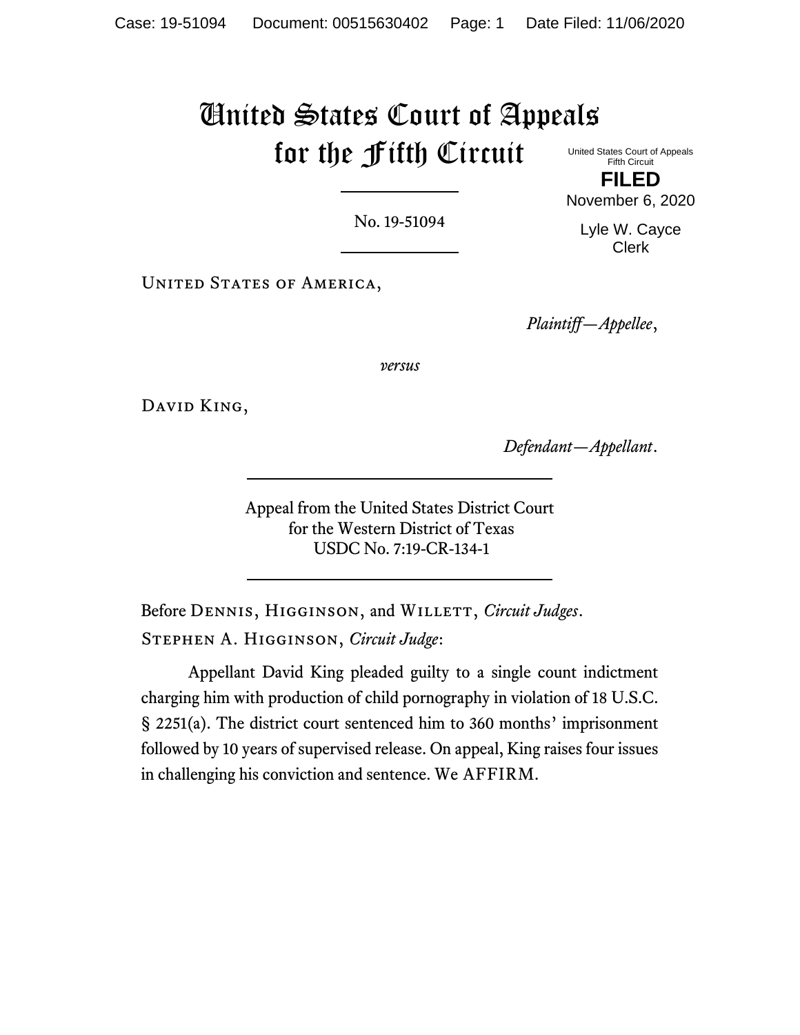# United States Court of Appeals for the Fifth Circuit

United States Court of Appeals
Fifth Circuit

**FILED**

November 6, 2020

Lyle W. Cayce
Clerk

No. 19-51094

United States of America,

*Plaintiff—Appellee*,

*versus*

David King,

*Defendant—Appellant*.

Appeal from the United States District Court
for the Western District of Texas
USDC No. 7:19-CR-134-1

Before Dennis, Higginson, and Willett, *Circuit Judges*.

Stephen A. Higginson, *Circuit Judge*:

Appellant David King pleaded guilty to a single count indictment charging him with production of child pornography in violation of 18 U.S.C. § 2251(a). The district court sentenced him to 360 months' imprisonment followed by 10 years of supervised release. On appeal, King raises four issues in challenging his conviction and sentence. We AFFIRM.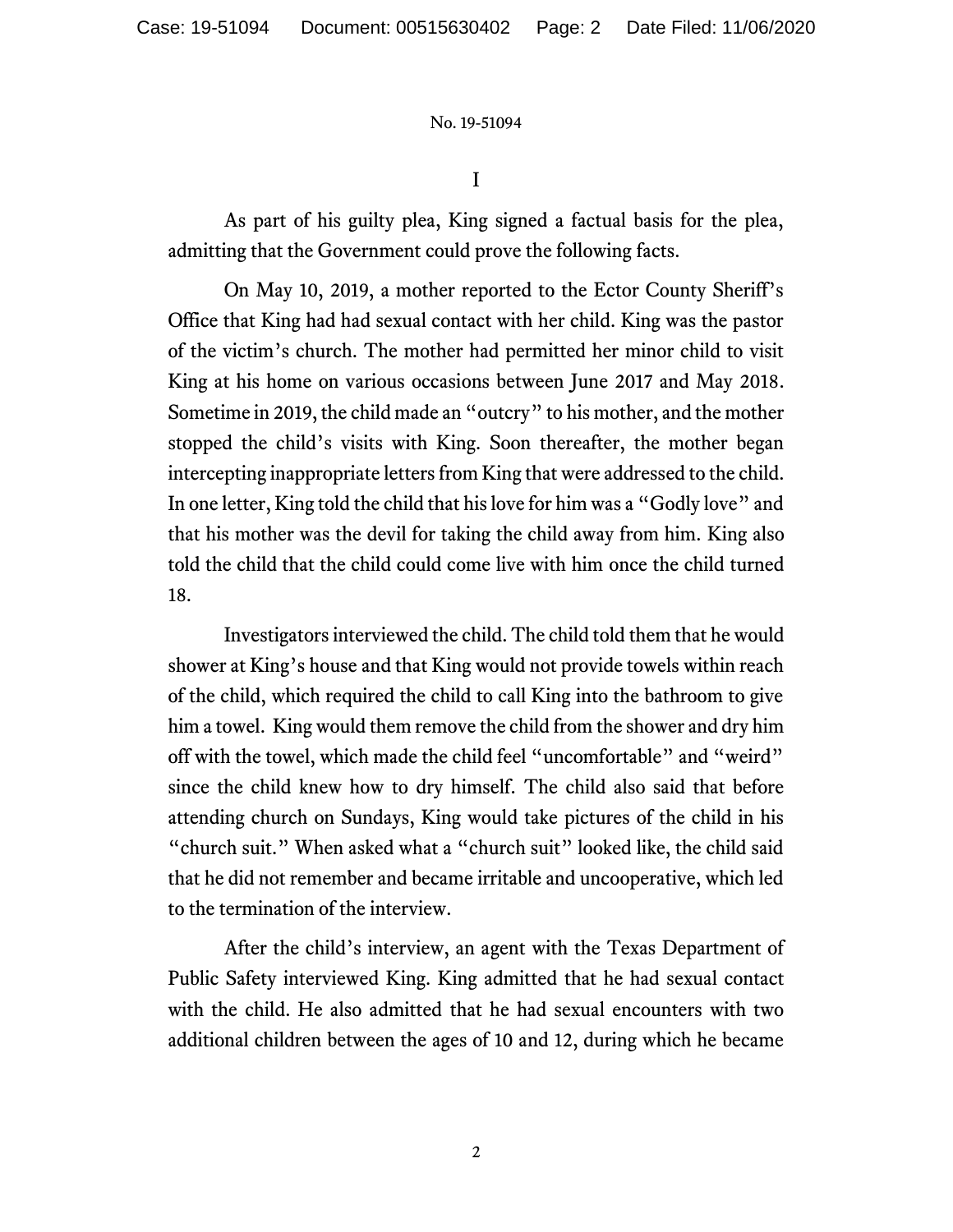I

As part of his guilty plea, King signed a factual basis for the plea, admitting that the Government could prove the following facts.

On May 10, 2019, a mother reported to the Ector County Sheriff's Office that King had had sexual contact with her child. King was the pastor of the victim's church. The mother had permitted her minor child to visit King at his home on various occasions between June 2017 and May 2018. Sometime in 2019, the child made an "outcry" to his mother, and the mother stopped the child's visits with King. Soon thereafter, the mother began intercepting inappropriate letters from King that were addressed to the child. In one letter, King told the child that his love for him was a "Godly love" and that his mother was the devil for taking the child away from him. King also told the child that the child could come live with him once the child turned 18.

Investigators interviewed the child. The child told them that he would shower at King's house and that King would not provide towels within reach of the child, which required the child to call King into the bathroom to give him a towel. King would them remove the child from the shower and dry him off with the towel, which made the child feel "uncomfortable" and "weird" since the child knew how to dry himself. The child also said that before attending church on Sundays, King would take pictures of the child in his "church suit." When asked what a "church suit" looked like, the child said that he did not remember and became irritable and uncooperative, which led to the termination of the interview.

After the child's interview, an agent with the Texas Department of Public Safety interviewed King. King admitted that he had sexual contact with the child. He also admitted that he had sexual encounters with two additional children between the ages of 10 and 12, during which he became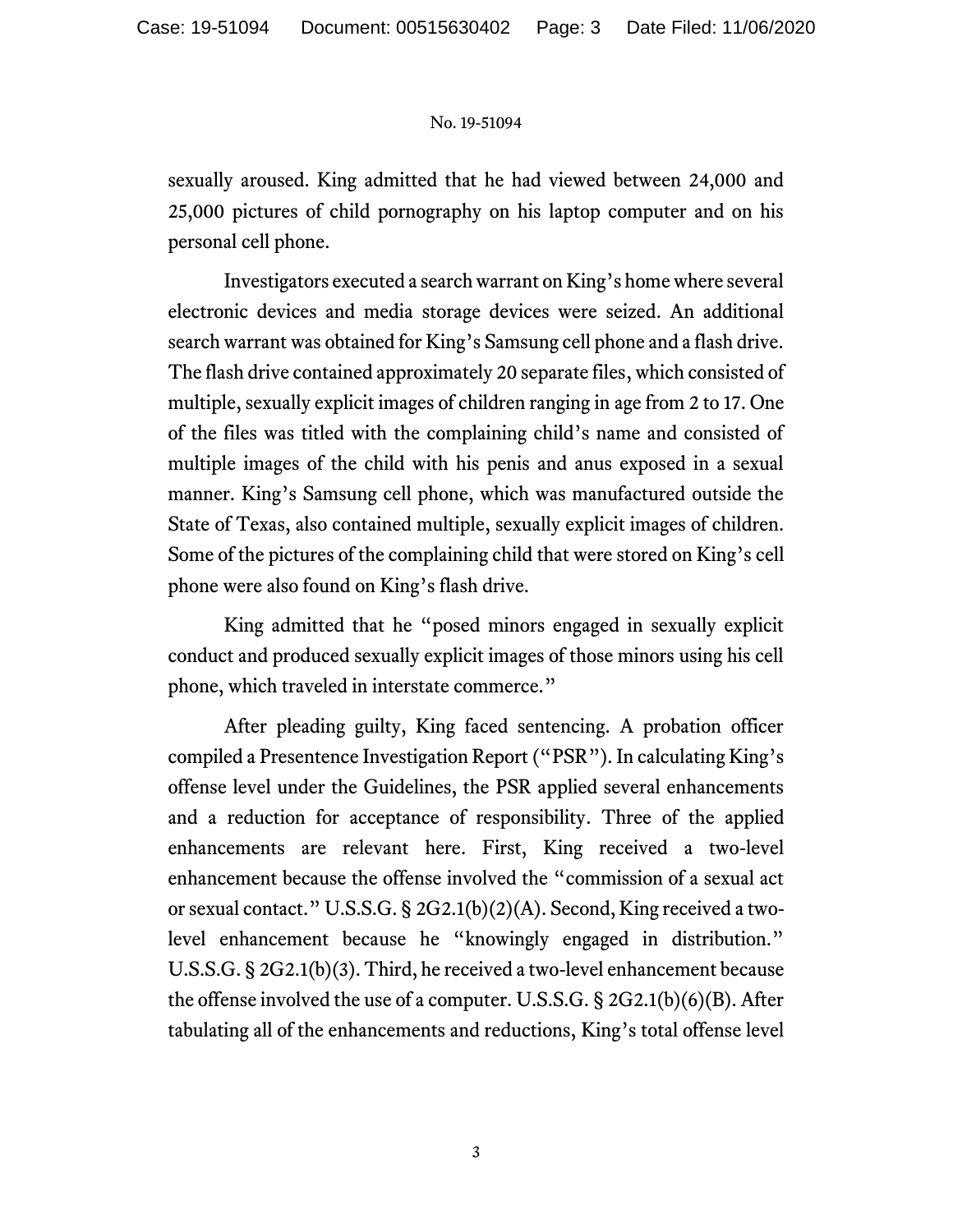sexually aroused. King admitted that he had viewed between 24,000 and 25,000 pictures of child pornography on his laptop computer and on his personal cell phone.

Investigators executed a search warrant on King's home where several electronic devices and media storage devices were seized. An additional search warrant was obtained for King's Samsung cell phone and a flash drive. The flash drive contained approximately 20 separate files, which consisted of multiple, sexually explicit images of children ranging in age from 2 to 17. One of the files was titled with the complaining child's name and consisted of multiple images of the child with his penis and anus exposed in a sexual manner. King's Samsung cell phone, which was manufactured outside the State of Texas, also contained multiple, sexually explicit images of children. Some of the pictures of the complaining child that were stored on King's cell phone were also found on King's flash drive.

King admitted that he "posed minors engaged in sexually explicit conduct and produced sexually explicit images of those minors using his cell phone, which traveled in interstate commerce."

After pleading guilty, King faced sentencing. A probation officer compiled a Presentence Investigation Report ("PSR"). In calculating King's offense level under the Guidelines, the PSR applied several enhancements and a reduction for acceptance of responsibility. Three of the applied enhancements are relevant here. First, King received a two-level enhancement because the offense involved the "commission of a sexual act or sexual contact." U.S.S.G. § 2G2.1(b)(2)(A). Second, King received a two-level enhancement because he "knowingly engaged in distribution." U.S.S.G. § 2G2.1(b)(3). Third, he received a two-level enhancement because the offense involved the use of a computer. U.S.S.G. § 2G2.1(b)(6)(B). After tabulating all of the enhancements and reductions, King's total offense level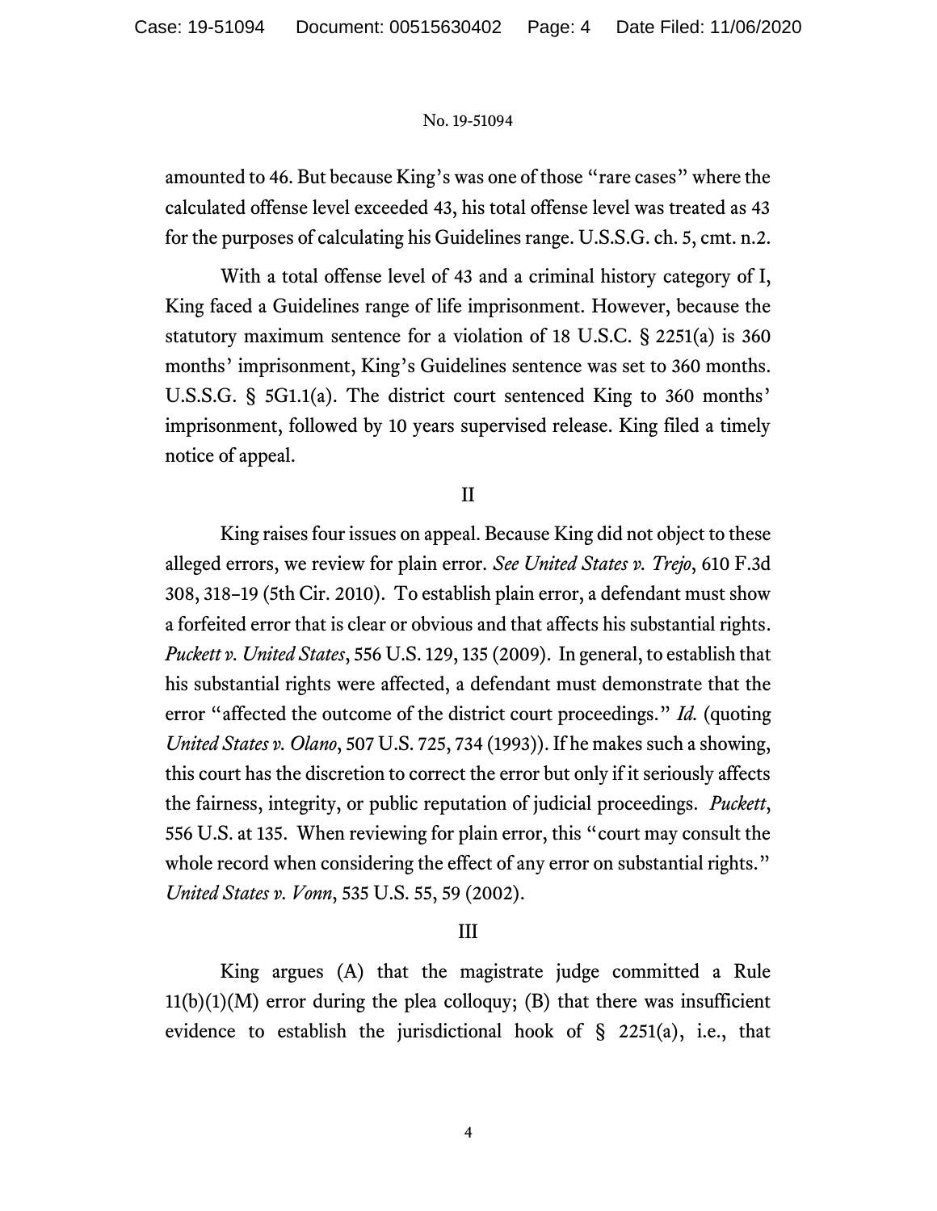amounted to 46. But because King's was one of those "rare cases" where the calculated offense level exceeded 43, his total offense level was treated as 43 for the purposes of calculating his Guidelines range. U.S.S.G. ch. 5, cmt. n.2.

With a total offense level of 43 and a criminal history category of I, King faced a Guidelines range of life imprisonment. However, because the statutory maximum sentence for a violation of 18 U.S.C. § 2251(a) is 360 months' imprisonment, King's Guidelines sentence was set to 360 months. U.S.S.G. § 5G1.1(a). The district court sentenced King to 360 months' imprisonment, followed by 10 years supervised release. King filed a timely notice of appeal.

## II

King raises four issues on appeal. Because King did not object to these alleged errors, we review for plain error. *See United States v. Trejo*, 610 F.3d 308, 318–19 (5th Cir. 2010). To establish plain error, a defendant must show a forfeited error that is clear or obvious and that affects his substantial rights. *Puckett v. United States*, 556 U.S. 129, 135 (2009). In general, to establish that his substantial rights were affected, a defendant must demonstrate that the error "affected the outcome of the district court proceedings." *Id.* (quoting *United States v. Olano*, 507 U.S. 725, 734 (1993)). If he makes such a showing, this court has the discretion to correct the error but only if it seriously affects the fairness, integrity, or public reputation of judicial proceedings. *Puckett*, 556 U.S. at 135. When reviewing for plain error, this "court may consult the whole record when considering the effect of any error on substantial rights." *United States v. Vonn*, 535 U.S. 55, 59 (2002).

## III

King argues (A) that the magistrate judge committed a Rule 11(b)(1)(M) error during the plea colloquy; (B) that there was insufficient evidence to establish the jurisdictional hook of § 2251(a), i.e., that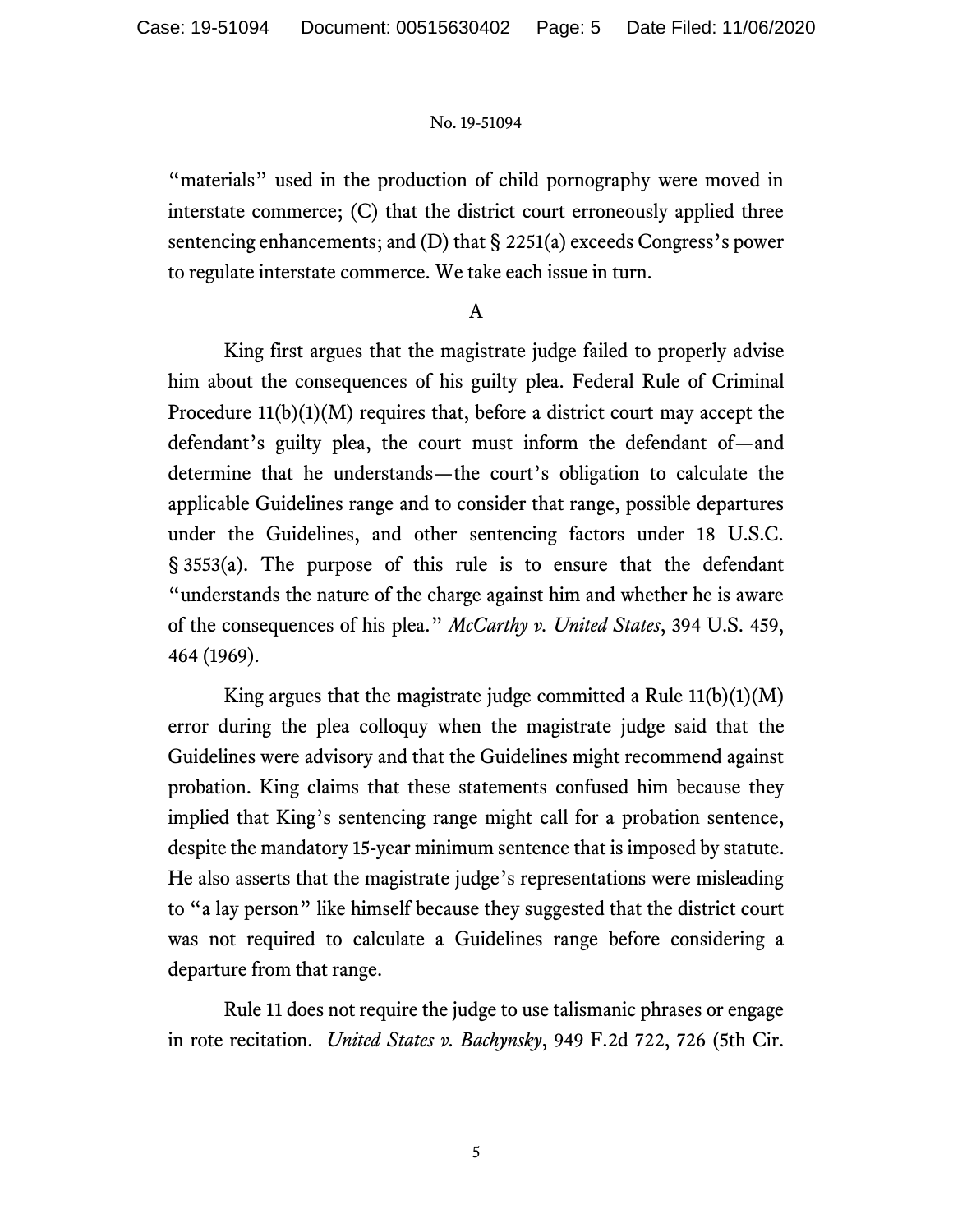"materials" used in the production of child pornography were moved in interstate commerce; (C) that the district court erroneously applied three sentencing enhancements; and (D) that § 2251(a) exceeds Congress's power to regulate interstate commerce. We take each issue in turn.

## A

King first argues that the magistrate judge failed to properly advise him about the consequences of his guilty plea. Federal Rule of Criminal Procedure 11(b)(1)(M) requires that, before a district court may accept the defendant's guilty plea, the court must inform the defendant of—and determine that he understands—the court's obligation to calculate the applicable Guidelines range and to consider that range, possible departures under the Guidelines, and other sentencing factors under 18 U.S.C. § 3553(a). The purpose of this rule is to ensure that the defendant "understands the nature of the charge against him and whether he is aware of the consequences of his plea." *McCarthy v. United States*, 394 U.S. 459, 464 (1969).

King argues that the magistrate judge committed a Rule 11(b)(1)(M) error during the plea colloquy when the magistrate judge said that the Guidelines were advisory and that the Guidelines might recommend against probation. King claims that these statements confused him because they implied that King's sentencing range might call for a probation sentence, despite the mandatory 15-year minimum sentence that is imposed by statute. He also asserts that the magistrate judge's representations were misleading to "a lay person" like himself because they suggested that the district court was not required to calculate a Guidelines range before considering a departure from that range.

Rule 11 does not require the judge to use talismanic phrases or engage in rote recitation. *United States v. Bachynsky*, 949 F.2d 722, 726 (5th Cir.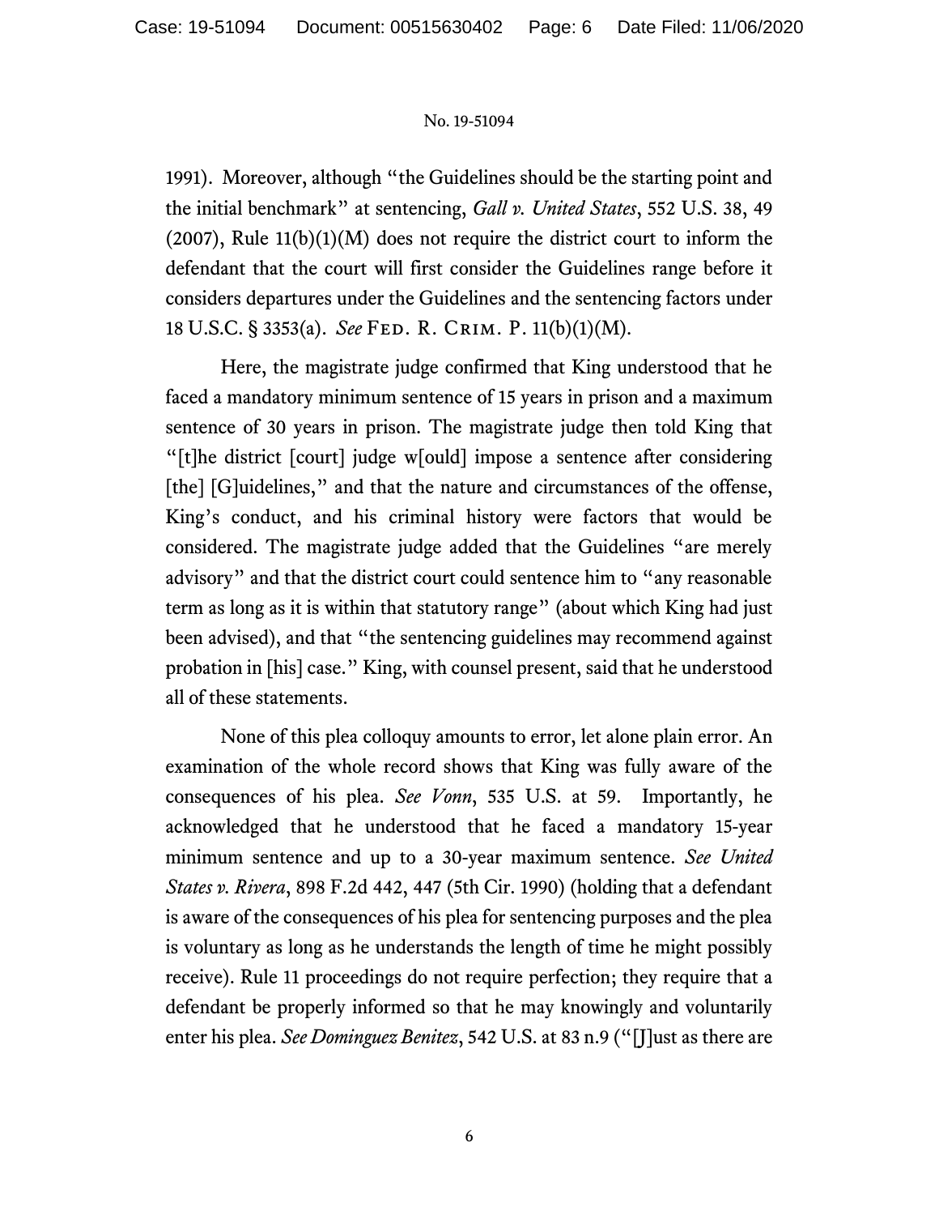1991). Moreover, although "the Guidelines should be the starting point and the initial benchmark" at sentencing, *Gall v. United States*, 552 U.S. 38, 49 (2007), Rule 11(b)(1)(M) does not require the district court to inform the defendant that the court will first consider the Guidelines range before it considers departures under the Guidelines and the sentencing factors under 18 U.S.C. § 3353(a). *See* Fed. R. Crim. P. 11(b)(1)(M).

Here, the magistrate judge confirmed that King understood that he faced a mandatory minimum sentence of 15 years in prison and a maximum sentence of 30 years in prison. The magistrate judge then told King that "[t]he district [court] judge w[ould] impose a sentence after considering [the] [G]uidelines," and that the nature and circumstances of the offense, King's conduct, and his criminal history were factors that would be considered. The magistrate judge added that the Guidelines "are merely advisory" and that the district court could sentence him to "any reasonable term as long as it is within that statutory range" (about which King had just been advised), and that "the sentencing guidelines may recommend against probation in [his] case." King, with counsel present, said that he understood all of these statements.

None of this plea colloquy amounts to error, let alone plain error. An examination of the whole record shows that King was fully aware of the consequences of his plea. *See Vonn*, 535 U.S. at 59. Importantly, he acknowledged that he understood that he faced a mandatory 15-year minimum sentence and up to a 30-year maximum sentence. *See United States v. Rivera*, 898 F.2d 442, 447 (5th Cir. 1990) (holding that a defendant is aware of the consequences of his plea for sentencing purposes and the plea is voluntary as long as he understands the length of time he might possibly receive). Rule 11 proceedings do not require perfection; they require that a defendant be properly informed so that he may knowingly and voluntarily enter his plea. *See Dominguez Benitez*, 542 U.S. at 83 n.9 ("[J]ust as there are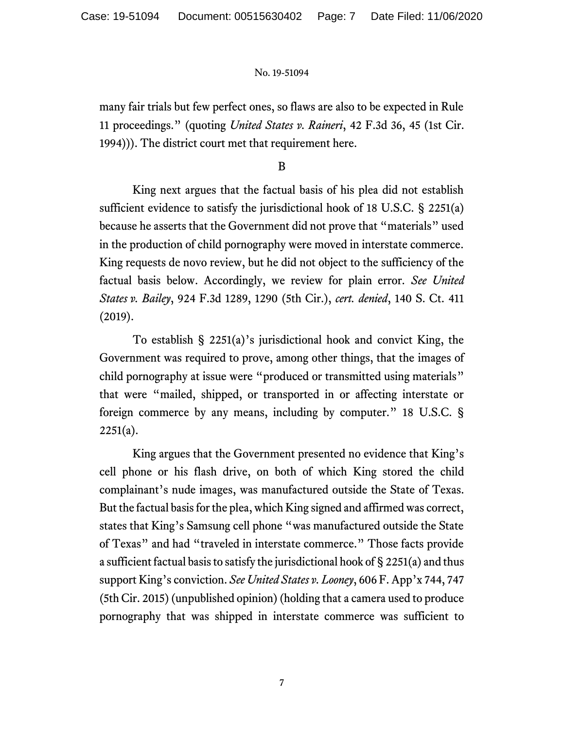many fair trials but few perfect ones, so flaws are also to be expected in Rule 11 proceedings." (quoting *United States v. Raineri*, 42 F.3d 36, 45 (1st Cir. 1994))). The district court met that requirement here.

B

King next argues that the factual basis of his plea did not establish sufficient evidence to satisfy the jurisdictional hook of 18 U.S.C. § 2251(a) because he asserts that the Government did not prove that "materials" used in the production of child pornography were moved in interstate commerce. King requests de novo review, but he did not object to the sufficiency of the factual basis below. Accordingly, we review for plain error. *See United States v. Bailey*, 924 F.3d 1289, 1290 (5th Cir.), *cert. denied*, 140 S. Ct. 411 (2019).

To establish § 2251(a)'s jurisdictional hook and convict King, the Government was required to prove, among other things, that the images of child pornography at issue were "produced or transmitted using materials" that were "mailed, shipped, or transported in or affecting interstate or foreign commerce by any means, including by computer." 18 U.S.C. § 2251(a).

King argues that the Government presented no evidence that King's cell phone or his flash drive, on both of which King stored the child complainant's nude images, was manufactured outside the State of Texas. But the factual basis for the plea, which King signed and affirmed was correct, states that King's Samsung cell phone "was manufactured outside the State of Texas" and had "traveled in interstate commerce." Those facts provide a sufficient factual basis to satisfy the jurisdictional hook of § 2251(a) and thus support King's conviction. *See United States v. Looney*, 606 F. App'x 744, 747 (5th Cir. 2015) (unpublished opinion) (holding that a camera used to produce pornography that was shipped in interstate commerce was sufficient to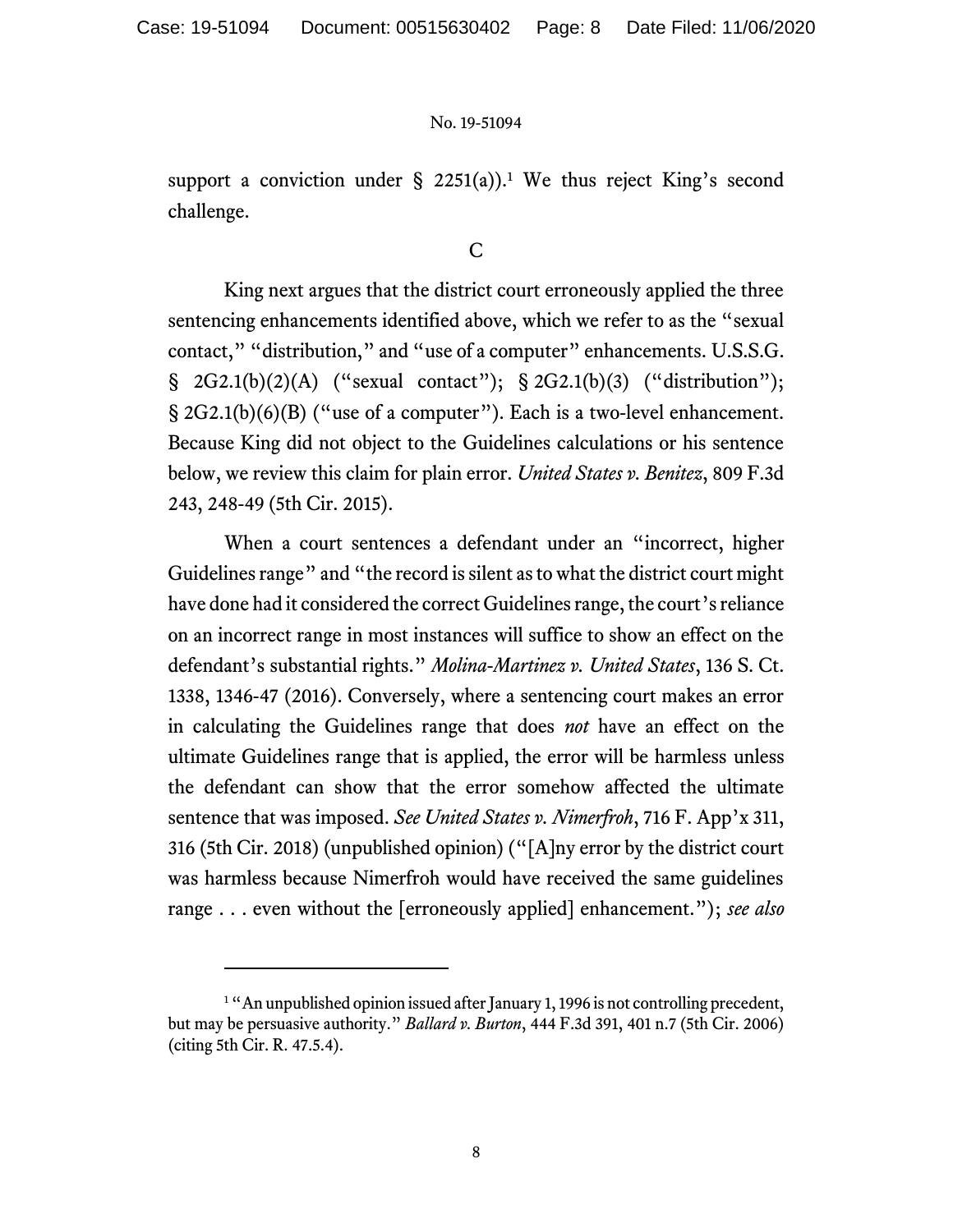support a conviction under § 2251(a)).[1] We thus reject King's second challenge.

### C

King next argues that the district court erroneously applied the three sentencing enhancements identified above, which we refer to as the "sexual contact," "distribution," and "use of a computer" enhancements. U.S.S.G. § 2G2.1(b)(2)(A) ("sexual contact"); § 2G2.1(b)(3) ("distribution"); § 2G2.1(b)(6)(B) ("use of a computer"). Each is a two-level enhancement. Because King did not object to the Guidelines calculations or his sentence below, we review this claim for plain error. *United States v. Benitez*, 809 F.3d 243, 248-49 (5th Cir. 2015).

When a court sentences a defendant under an "incorrect, higher Guidelines range" and "the record is silent as to what the district court might have done had it considered the correct Guidelines range, the court's reliance on an incorrect range in most instances will suffice to show an effect on the defendant's substantial rights." *Molina-Martinez v. United States*, 136 S. Ct. 1338, 1346-47 (2016). Conversely, where a sentencing court makes an error in calculating the Guidelines range that does *not* have an effect on the ultimate Guidelines range that is applied, the error will be harmless unless the defendant can show that the error somehow affected the ultimate sentence that was imposed. *See United States v. Nimerfroh*, 716 F. App'x 311, 316 (5th Cir. 2018) (unpublished opinion) ("[A]ny error by the district court was harmless because Nimerfroh would have received the same guidelines range . . . even without the [erroneously applied] enhancement."); *see also*

---

[1] "An unpublished opinion issued after January 1, 1996 is not controlling precedent, but may be persuasive authority." *Ballard v. Burton*, 444 F.3d 391, 401 n.7 (5th Cir. 2006) (citing 5th Cir. R. 47.5.4).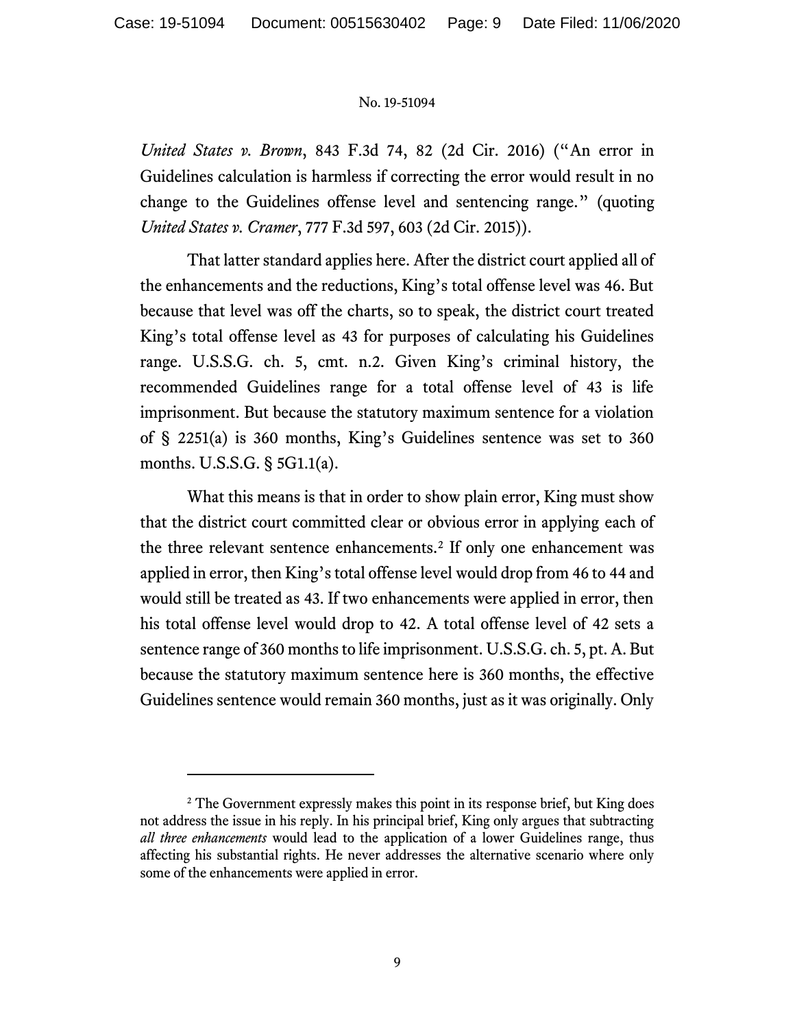*United States v. Brown*, 843 F.3d 74, 82 (2d Cir. 2016) ("An error in Guidelines calculation is harmless if correcting the error would result in no change to the Guidelines offense level and sentencing range." (quoting *United States v. Cramer*, 777 F.3d 597, 603 (2d Cir. 2015)).

That latter standard applies here. After the district court applied all of the enhancements and the reductions, King's total offense level was 46. But because that level was off the charts, so to speak, the district court treated King's total offense level as 43 for purposes of calculating his Guidelines range. U.S.S.G. ch. 5, cmt. n.2. Given King's criminal history, the recommended Guidelines range for a total offense level of 43 is life imprisonment. But because the statutory maximum sentence for a violation of § 2251(a) is 360 months, King's Guidelines sentence was set to 360 months. U.S.S.G. § 5G1.1(a).

What this means is that in order to show plain error, King must show that the district court committed clear or obvious error in applying each of the three relevant sentence enhancements.[2] If only one enhancement was applied in error, then King's total offense level would drop from 46 to 44 and would still be treated as 43. If two enhancements were applied in error, then his total offense level would drop to 42. A total offense level of 42 sets a sentence range of 360 months to life imprisonment. U.S.S.G. ch. 5, pt. A. But because the statutory maximum sentence here is 360 months, the effective Guidelines sentence would remain 360 months, just as it was originally. Only

---

[2] The Government expressly makes this point in its response brief, but King does not address the issue in his reply. In his principal brief, King only argues that subtracting *all three enhancements* would lead to the application of a lower Guidelines range, thus affecting his substantial rights. He never addresses the alternative scenario where only some of the enhancements were applied in error.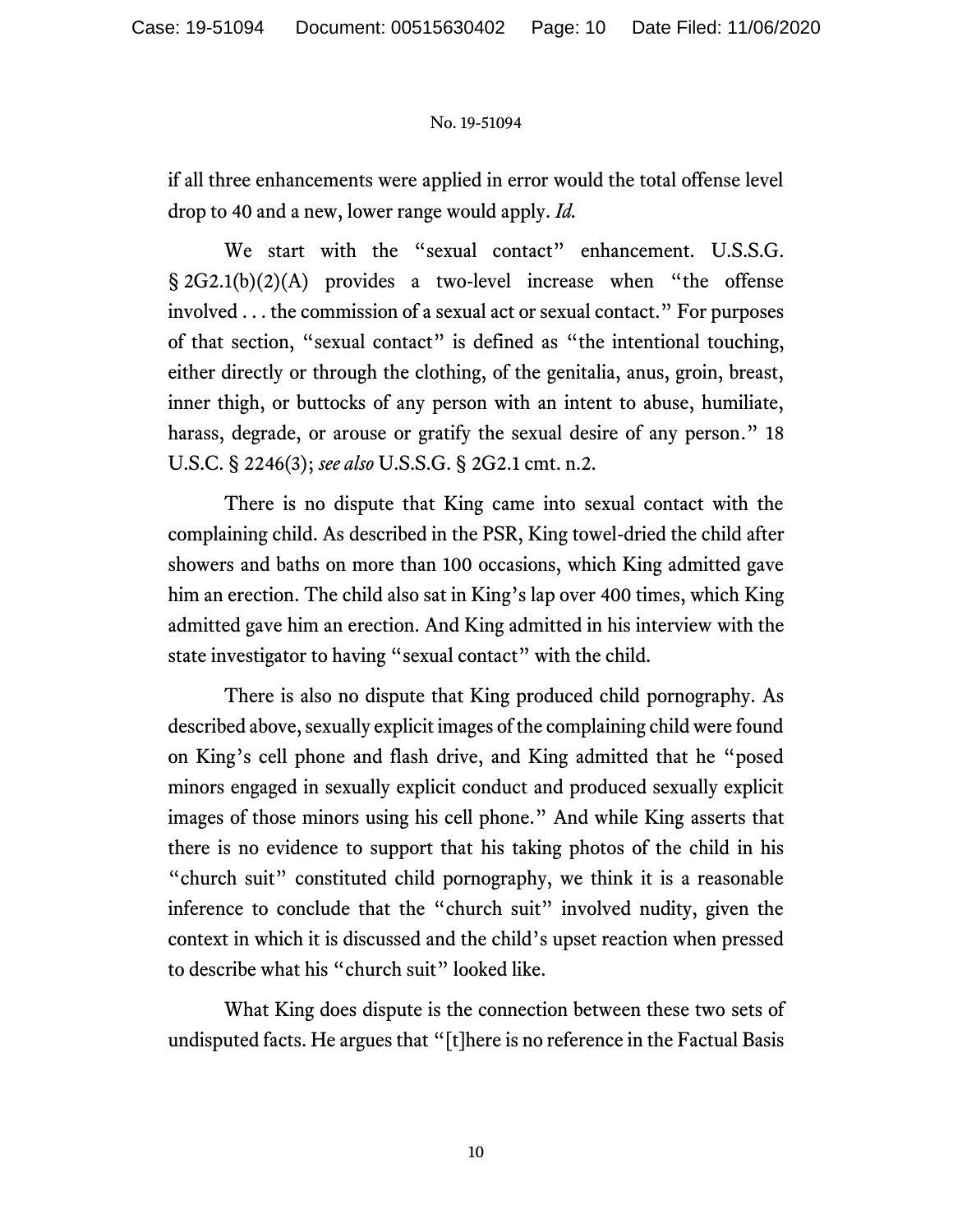if all three enhancements were applied in error would the total offense level drop to 40 and a new, lower range would apply. *Id.*

We start with the "sexual contact" enhancement. U.S.S.G. § 2G2.1(b)(2)(A) provides a two-level increase when "the offense involved . . . the commission of a sexual act or sexual contact." For purposes of that section, "sexual contact" is defined as "the intentional touching, either directly or through the clothing, of the genitalia, anus, groin, breast, inner thigh, or buttocks of any person with an intent to abuse, humiliate, harass, degrade, or arouse or gratify the sexual desire of any person." 18 U.S.C. § 2246(3); *see also* U.S.S.G. § 2G2.1 cmt. n.2.

There is no dispute that King came into sexual contact with the complaining child. As described in the PSR, King towel-dried the child after showers and baths on more than 100 occasions, which King admitted gave him an erection. The child also sat in King's lap over 400 times, which King admitted gave him an erection. And King admitted in his interview with the state investigator to having "sexual contact" with the child.

There is also no dispute that King produced child pornography. As described above, sexually explicit images of the complaining child were found on King's cell phone and flash drive, and King admitted that he "posed minors engaged in sexually explicit conduct and produced sexually explicit images of those minors using his cell phone." And while King asserts that there is no evidence to support that his taking photos of the child in his "church suit" constituted child pornography, we think it is a reasonable inference to conclude that the "church suit" involved nudity, given the context in which it is discussed and the child's upset reaction when pressed to describe what his "church suit" looked like.

What King does dispute is the connection between these two sets of undisputed facts. He argues that "[t]here is no reference in the Factual Basis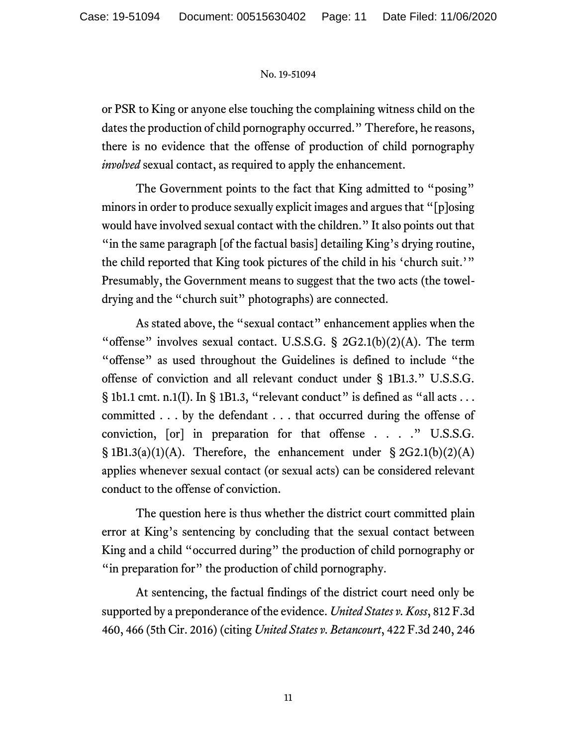or PSR to King or anyone else touching the complaining witness child on the dates the production of child pornography occurred." Therefore, he reasons, there is no evidence that the offense of production of child pornography *involved* sexual contact, as required to apply the enhancement.

The Government points to the fact that King admitted to "posing" minors in order to produce sexually explicit images and argues that "[p]osing would have involved sexual contact with the children." It also points out that "in the same paragraph [of the factual basis] detailing King's drying routine, the child reported that King took pictures of the child in his 'church suit.'" Presumably, the Government means to suggest that the two acts (the towel-drying and the "church suit" photographs) are connected.

As stated above, the "sexual contact" enhancement applies when the "offense" involves sexual contact. U.S.S.G. § 2G2.1(b)(2)(A). The term "offense" as used throughout the Guidelines is defined to include "the offense of conviction and all relevant conduct under § 1B1.3." U.S.S.G. § 1b1.1 cmt. n.1(I). In § 1B1.3, "relevant conduct" is defined as "all acts . . . committed . . . by the defendant . . . that occurred during the offense of conviction, [or] in preparation for that offense . . . ." U.S.S.G. § 1B1.3(a)(1)(A). Therefore, the enhancement under § 2G2.1(b)(2)(A) applies whenever sexual contact (or sexual acts) can be considered relevant conduct to the offense of conviction.

The question here is thus whether the district court committed plain error at King's sentencing by concluding that the sexual contact between King and a child "occurred during" the production of child pornography or "in preparation for" the production of child pornography.

At sentencing, the factual findings of the district court need only be supported by a preponderance of the evidence. *United States v. Koss*, 812 F.3d 460, 466 (5th Cir. 2016) (citing *United States v. Betancourt*, 422 F.3d 240, 246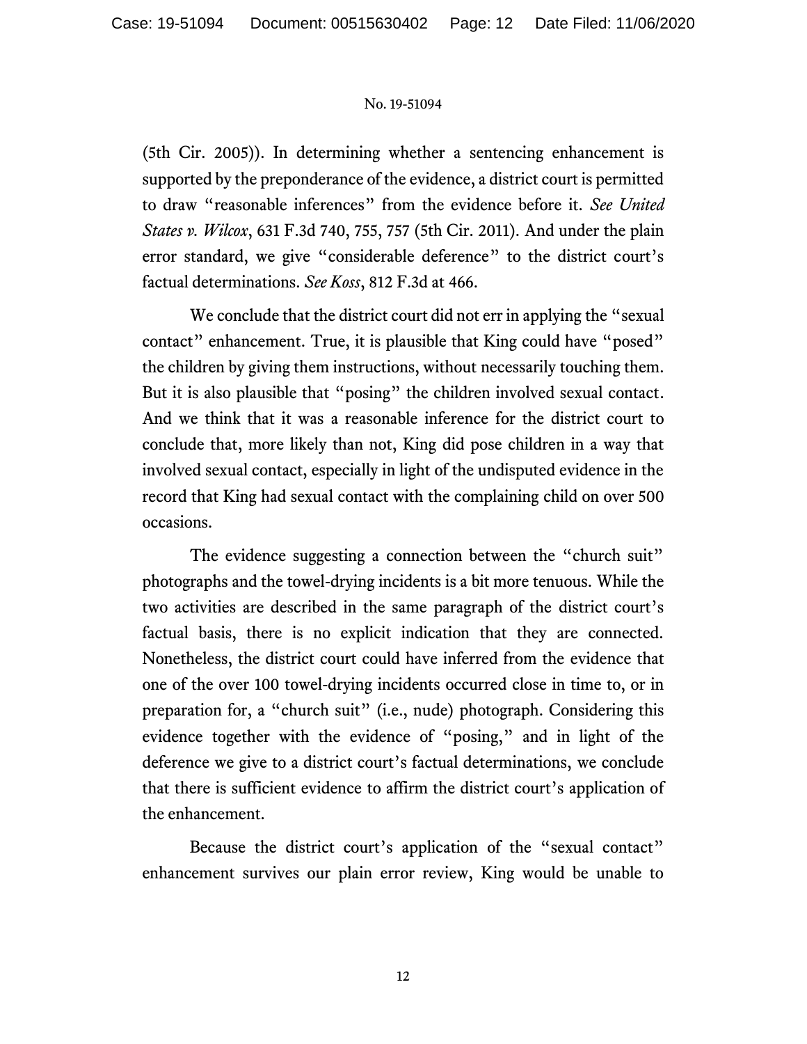(5th Cir. 2005)). In determining whether a sentencing enhancement is supported by the preponderance of the evidence, a district court is permitted to draw "reasonable inferences" from the evidence before it. *See United States v. Wilcox*, 631 F.3d 740, 755, 757 (5th Cir. 2011). And under the plain error standard, we give "considerable deference" to the district court's factual determinations. *See Koss*, 812 F.3d at 466.

We conclude that the district court did not err in applying the "sexual contact" enhancement. True, it is plausible that King could have "posed" the children by giving them instructions, without necessarily touching them. But it is also plausible that "posing" the children involved sexual contact. And we think that it was a reasonable inference for the district court to conclude that, more likely than not, King did pose children in a way that involved sexual contact, especially in light of the undisputed evidence in the record that King had sexual contact with the complaining child on over 500 occasions.

The evidence suggesting a connection between the "church suit" photographs and the towel-drying incidents is a bit more tenuous. While the two activities are described in the same paragraph of the district court's factual basis, there is no explicit indication that they are connected. Nonetheless, the district court could have inferred from the evidence that one of the over 100 towel-drying incidents occurred close in time to, or in preparation for, a "church suit" (i.e., nude) photograph. Considering this evidence together with the evidence of "posing," and in light of the deference we give to a district court's factual determinations, we conclude that there is sufficient evidence to affirm the district court's application of the enhancement.

Because the district court's application of the "sexual contact" enhancement survives our plain error review, King would be unable to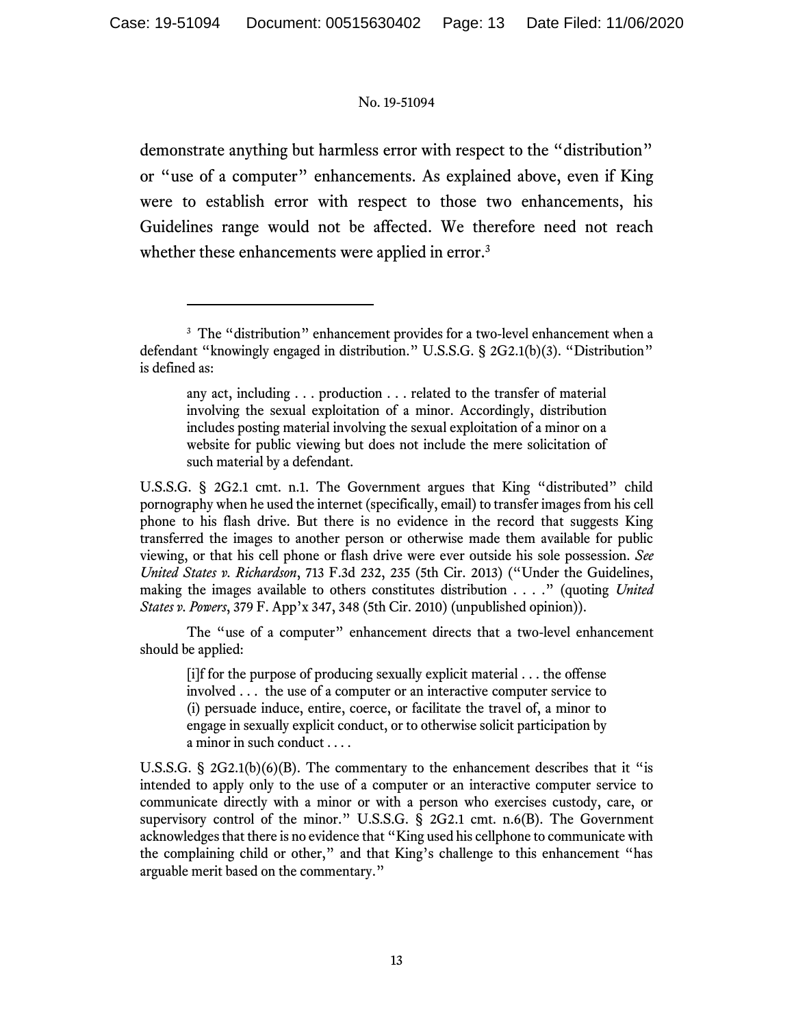demonstrate anything but harmless error with respect to the "distribution" or "use of a computer" enhancements. As explained above, even if King were to establish error with respect to those two enhancements, his Guidelines range would not be affected. We therefore need not reach whether these enhancements were applied in error.[3]

---

[3] The "distribution" enhancement provides for a two-level enhancement when a defendant "knowingly engaged in distribution." U.S.S.G. § 2G2.1(b)(3). "Distribution" is defined as:

> any act, including . . . production . . . related to the transfer of material involving the sexual exploitation of a minor. Accordingly, distribution includes posting material involving the sexual exploitation of a minor on a website for public viewing but does not include the mere solicitation of such material by a defendant.

U.S.S.G. § 2G2.1 cmt. n.1. The Government argues that King "distributed" child pornography when he used the internet (specifically, email) to transfer images from his cell phone to his flash drive. But there is no evidence in the record that suggests King transferred the images to another person or otherwise made them available for public viewing, or that his cell phone or flash drive were ever outside his sole possession. *See United States v. Richardson*, 713 F.3d 232, 235 (5th Cir. 2013) ("Under the Guidelines, making the images available to others constitutes distribution . . . ." (quoting *United States v. Powers*, 379 F. App'x 347, 348 (5th Cir. 2010) (unpublished opinion)).

The "use of a computer" enhancement directs that a two-level enhancement should be applied:

> [i]f for the purpose of producing sexually explicit material . . . the offense involved . . . the use of a computer or an interactive computer service to (i) persuade induce, entire, coerce, or facilitate the travel of, a minor to engage in sexually explicit conduct, or to otherwise solicit participation by a minor in such conduct . . . .

U.S.S.G. § 2G2.1(b)(6)(B). The commentary to the enhancement describes that it "is intended to apply only to the use of a computer or an interactive computer service to communicate directly with a minor or with a person who exercises custody, care, or supervisory control of the minor." U.S.S.G. § 2G2.1 cmt. n.6(B). The Government acknowledges that there is no evidence that "King used his cellphone to communicate with the complaining child or other," and that King's challenge to this enhancement "has arguable merit based on the commentary."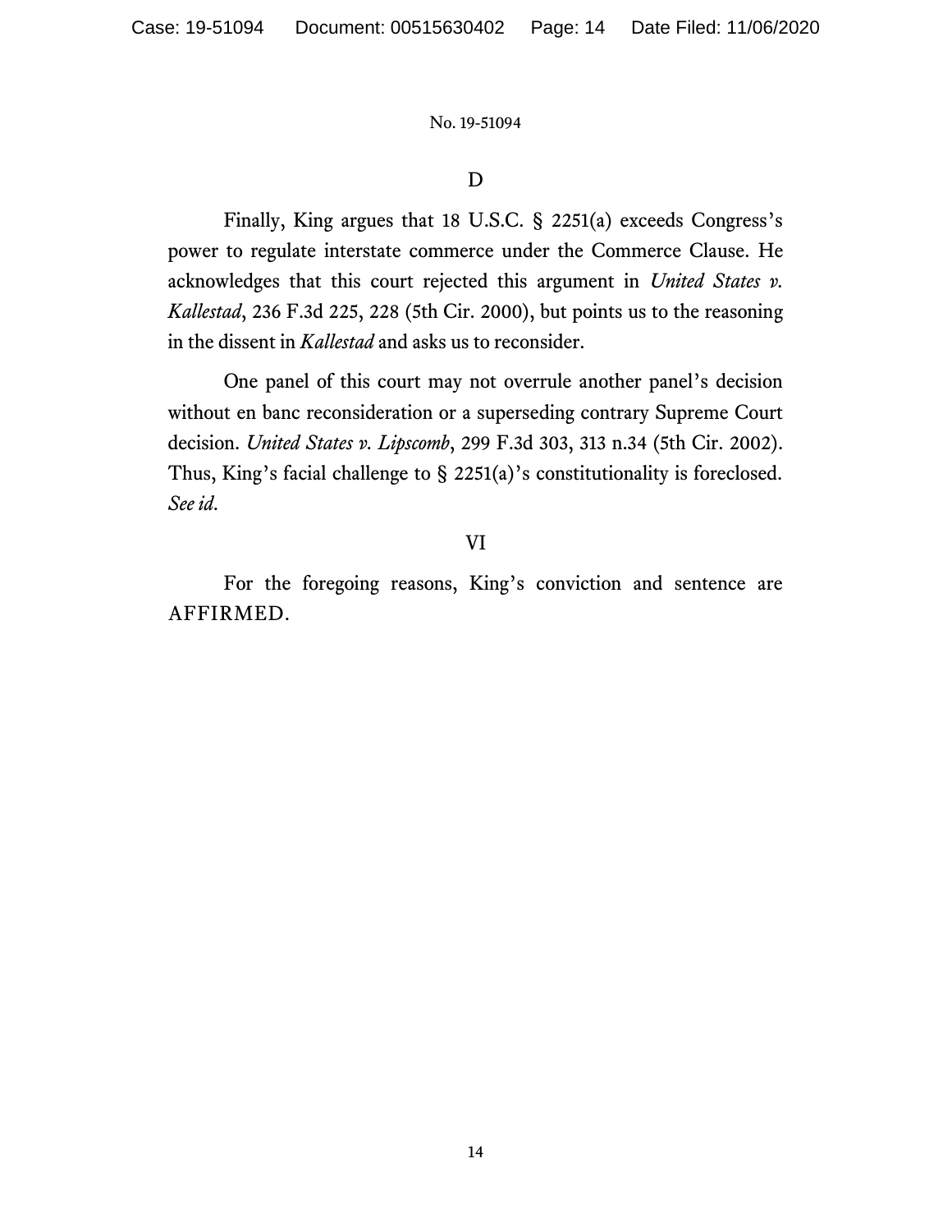### D

Finally, King argues that 18 U.S.C. § 2251(a) exceeds Congress's power to regulate interstate commerce under the Commerce Clause. He acknowledges that this court rejected this argument in *United States v. Kallestad*, 236 F.3d 225, 228 (5th Cir. 2000), but points us to the reasoning in the dissent in *Kallestad* and asks us to reconsider.

One panel of this court may not overrule another panel's decision without en banc reconsideration or a superseding contrary Supreme Court decision. *United States v. Lipscomb*, 299 F.3d 303, 313 n.34 (5th Cir. 2002). Thus, King's facial challenge to § 2251(a)'s constitutionality is foreclosed. *See id*.

## VI

For the foregoing reasons, King's conviction and sentence are AFFIRMED.